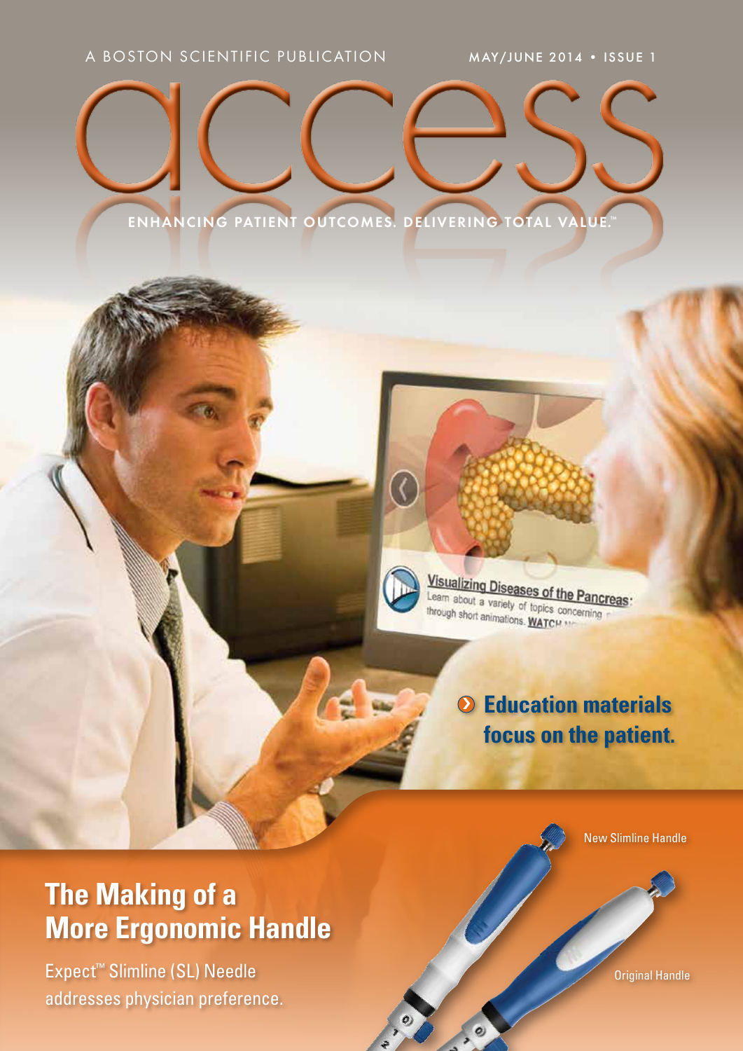A BOSTON SCIENTIFIC PUBLICATION

MAY/JUNE 2014 • ISSUE 1

# access

ENHANCING PATIENT OUTCOMES. DELIVERING TOTAL VALUE.™

**Education materials focus on the patient.**

## The Making of a More Ergonomic Handle

Expect™ Slimline (SL) Needle addresses physician preference.

New Slimline Handle

Original Handle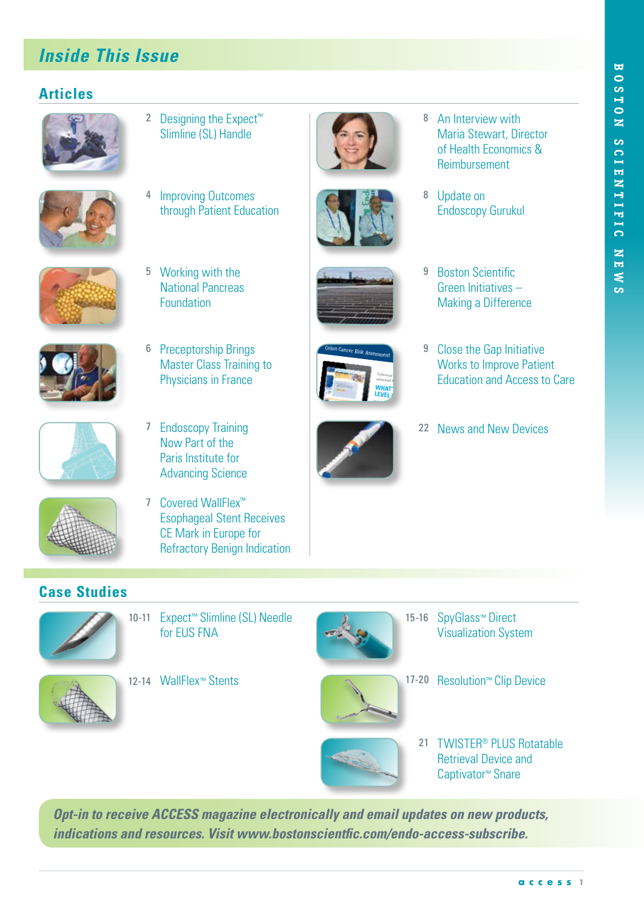# Inside This Issue

## Articles

- 2 Designing the Expect™ Slimline (SL) Handle
- 4 Improving Outcomes through Patient Education
- 5 Working with the National Pancreas Foundation
- 6 Preceptorship Brings Master Class Training to Physicians in France
- 7 Endoscopy Training Now Part of the Paris Institute for Advancing Science
- 7 Covered WallFlex™ Esophageal Stent Receives CE Mark in Europe for Refractory Benign Indication
- 8 An Interview with Maria Stewart, Director of Health Economics & Reimbursement
- 8 Update on Endoscopy Gurukul
- 9 Boston Scientific Green Initiatives – Making a Difference
- 9 Close the Gap Initiative Works to Improve Patient Education and Access to Care
- 22 News and New Devices

## Case Studies

- 10-11 Expect™ Slimline (SL) Needle for EUS FNA
- 12-14 WallFlex™ Stents
- 15-16 SpyGlass™ Direct Visualization System
- 17-20 Resolution™ Clip Device
- 21 TWISTER® PLUS Rotatable Retrieval Device and Captivator™ Snare

***Opt-in to receive ACCESS magazine electronically and email updates on new products, indications and resources. Visit www.bostonscientfic.com/endo-access-subscribe.***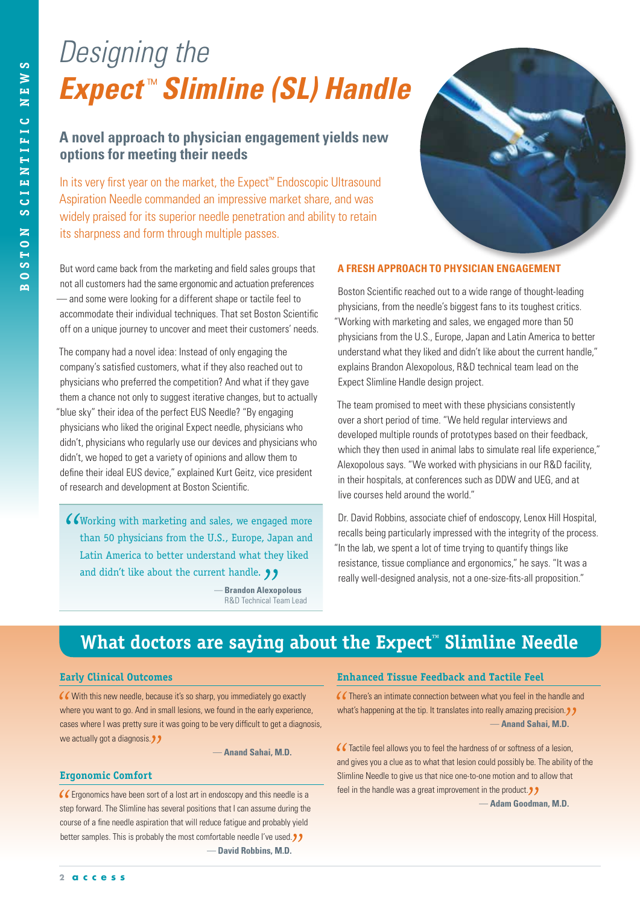# Designing the *Expect™ Slimline (SL) Handle*

## A novel approach to physician engagement yields new options for meeting their needs

In its very first year on the market, the Expect™ Endoscopic Ultrasound Aspiration Needle commanded an impressive market share, and was widely praised for its superior needle penetration and ability to retain its sharpness and form through multiple passes.

But word came back from the marketing and field sales groups that not all customers had the same ergonomic and actuation preferences — and some were looking for a different shape or tactile feel to accommodate their individual techniques. That set Boston Scientific off on a unique journey to uncover and meet their customers' needs.

The company had a novel idea: Instead of only engaging the company's satisfied customers, what if they also reached out to physicians who preferred the competition? And what if they gave them a chance not only to suggest iterative changes, but to actually "blue sky" their idea of the perfect EUS Needle? "By engaging physicians who liked the original Expect needle, physicians who didn't, physicians who regularly use our devices and physicians who didn't, we hoped to get a variety of opinions and allow them to define their ideal EUS device," explained Kurt Geitz, vice president of research and development at Boston Scientific.

> "Working with marketing and sales, we engaged more than 50 physicians from the U.S., Europe, Japan and Latin America to better understand what they liked and didn't like about the current handle."
>
> — **Brandon Alexopolous**
> R&D Technical Team Lead

### A FRESH APPROACH TO PHYSICIAN ENGAGEMENT

Boston Scientific reached out to a wide range of thought-leading physicians, from the needle's biggest fans to its toughest critics. "Working with marketing and sales, we engaged more than 50 physicians from the U.S., Europe, Japan and Latin America to better understand what they liked and didn't like about the current handle," explains Brandon Alexopolous, R&D technical team lead on the Expect Slimline Handle design project.

The team promised to meet with these physicians consistently over a short period of time. "We held regular interviews and developed multiple rounds of prototypes based on their feedback, which they then used in animal labs to simulate real life experience," Alexopolous says. "We worked with physicians in our R&D facility, in their hospitals, at conferences such as DDW and UEG, and at live courses held around the world."

Dr. David Robbins, associate chief of endoscopy, Lenox Hill Hospital, recalls being particularly impressed with the integrity of the process. "In the lab, we spent a lot of time trying to quantify things like resistance, tissue compliance and ergonomics," he says. "It was a really well-designed analysis, not a one-size-fits-all proposition."

## What doctors are saying about the Expect™ Slimline Needle

### Early Clinical Outcomes

"With this new needle, because it's so sharp, you immediately go exactly where you want to go. And in small lesions, we found in the early experience, cases where I was pretty sure it was going to be very difficult to get a diagnosis, we actually got a diagnosis."

— **Anand Sahai, M.D.**

### Ergonomic Comfort

"Ergonomics have been sort of a lost art in endoscopy and this needle is a step forward. The Slimline has several positions that I can assume during the course of a fine needle aspiration that will reduce fatigue and probably yield better samples. This is probably the most comfortable needle I've used."

— **David Robbins, M.D.**

### Enhanced Tissue Feedback and Tactile Feel

"There's an intimate connection between what you feel in the handle and what's happening at the tip. It translates into really amazing precision."

— **Anand Sahai, M.D.**

"Tactile feel allows you to feel the hardness of or softness of a lesion, and gives you a clue as to what that lesion could possibly be. The ability of the Slimline Needle to give us that nice one-to-one motion and to allow that feel in the handle was a great improvement in the product."

— **Adam Goodman, M.D.**